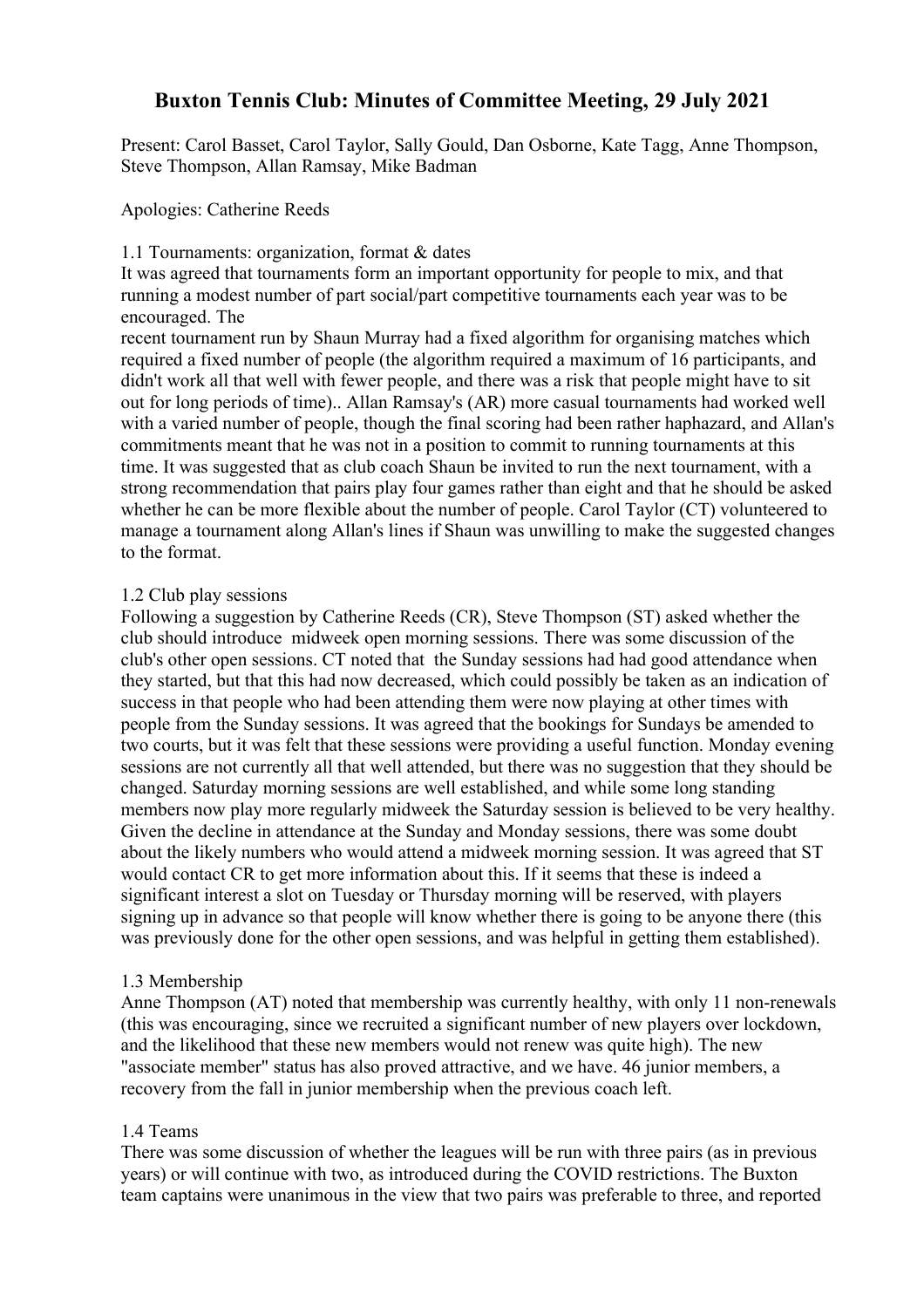# Buxton Tennis Club: Minutes of Committee Meeting, 29 July 2021

Present: Carol Basset, Carol Taylor, Sally Gould, Dan Osborne, Kate Tagg, Anne Thompson, Steve Thompson, Allan Ramsay, Mike Badman

Apologies: Catherine Reeds

1.1 Tournaments: organization, format & dates

It was agreed that tournaments form an important opportunity for people to mix, and that running a modest number of part social/part competitive tournaments each year was to be encouraged. The
recent tournament run by Shaun Murray had a fixed algorithm for organising matches which required a fixed number of people (the algorithm required a maximum of 16 participants, and didn't work all that well with fewer people, and there was a risk that people might have to sit out for long periods of time).. Allan Ramsay's (AR) more casual tournaments had worked well with a varied number of people, though the final scoring had been rather haphazard, and Allan's commitments meant that he was not in a position to commit to running tournaments at this time. It was suggested that as club coach Shaun be invited to run the next tournament, with a strong recommendation that pairs play four games rather than eight and that he should be asked whether he can be more flexible about the number of people. Carol Taylor (CT) volunteered to manage a tournament along Allan's lines if Shaun was unwilling to make the suggested changes to the format.

1.2 Club play sessions

Following a suggestion by Catherine Reeds (CR), Steve Thompson (ST) asked whether the club should introduce midweek open morning sessions. There was some discussion of the club's other open sessions. CT noted that the Sunday sessions had had good attendance when they started, but that this had now decreased, which could possibly be taken as an indication of success in that people who had been attending them were now playing at other times with people from the Sunday sessions. It was agreed that the bookings for Sundays be amended to two courts, but it was felt that these sessions were providing a useful function. Monday evening sessions are not currently all that well attended, but there was no suggestion that they should be changed. Saturday morning sessions are well established, and while some long standing members now play more regularly midweek the Saturday session is believed to be very healthy. Given the decline in attendance at the Sunday and Monday sessions, there was some doubt about the likely numbers who would attend a midweek morning session. It was agreed that ST would contact CR to get more information about this. If it seems that these is indeed a significant interest a slot on Tuesday or Thursday morning will be reserved, with players signing up in advance so that people will know whether there is going to be anyone there (this was previously done for the other open sessions, and was helpful in getting them established).

1.3 Membership

Anne Thompson (AT) noted that membership was currently healthy, with only 11 non-renewals (this was encouraging, since we recruited a significant number of new players over lockdown, and the likelihood that these new members would not renew was quite high). The new "associate member" status has also proved attractive, and we have. 46 junior members, a recovery from the fall in junior membership when the previous coach left.

1.4 Teams

There was some discussion of whether the leagues will be run with three pairs (as in previous years) or will continue with two, as introduced during the COVID restrictions. The Buxton team captains were unanimous in the view that two pairs was preferable to three, and reported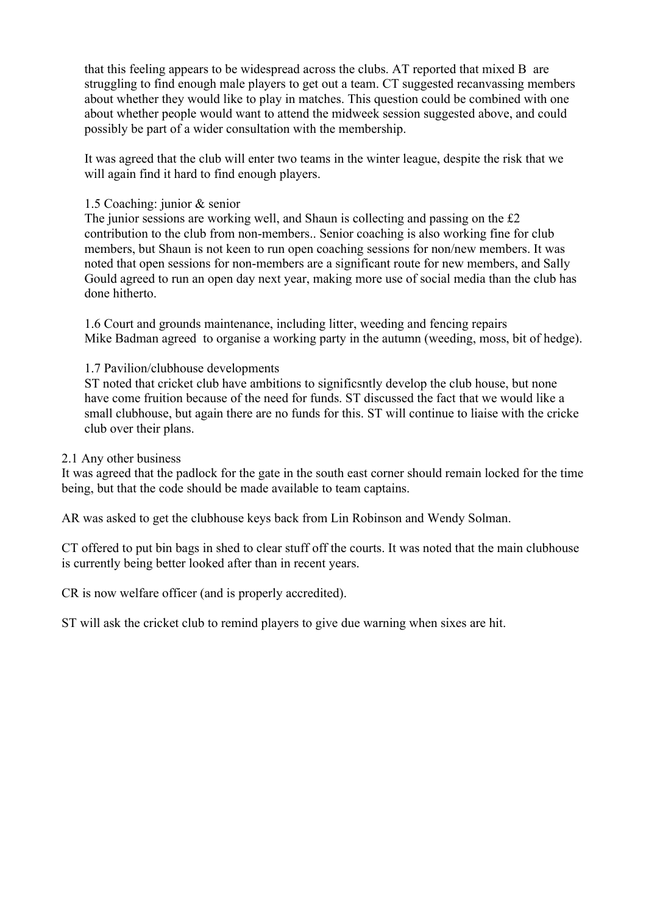that this feeling appears to be widespread across the clubs. AT reported that mixed B are struggling to find enough male players to get out a team. CT suggested recanvassing members about whether they would like to play in matches. This question could be combined with one about whether people would want to attend the midweek session suggested above, and could possibly be part of a wider consultation with the membership.

It was agreed that the club will enter two teams in the winter league, despite the risk that we will again find it hard to find enough players.

1.5 Coaching: junior & senior
The junior sessions are working well, and Shaun is collecting and passing on the £2 contribution to the club from non-members.. Senior coaching is also working fine for club members, but Shaun is not keen to run open coaching sessions for non/new members. It was noted that open sessions for non-members are a significant route for new members, and Sally Gould agreed to run an open day next year, making more use of social media than the club has done hitherto.

1.6 Court and grounds maintenance, including litter, weeding and fencing repairs
Mike Badman agreed to organise a working party in the autumn (weeding, moss, bit of hedge).

1.7 Pavilion/clubhouse developments
ST noted that cricket club have ambitions to significsntly develop the club house, but none have come fruition because of the need for funds. ST discussed the fact that we would like a small clubhouse, but again there are no funds for this. ST will continue to liaise with the cricke club over their plans.

2.1 Any other business
It was agreed that the padlock for the gate in the south east corner should remain locked for the time being, but that the code should be made available to team captains.

AR was asked to get the clubhouse keys back from Lin Robinson and Wendy Solman.

CT offered to put bin bags in shed to clear stuff off the courts. It was noted that the main clubhouse is currently being better looked after than in recent years.

CR is now welfare officer (and is properly accredited).

ST will ask the cricket club to remind players to give due warning when sixes are hit.